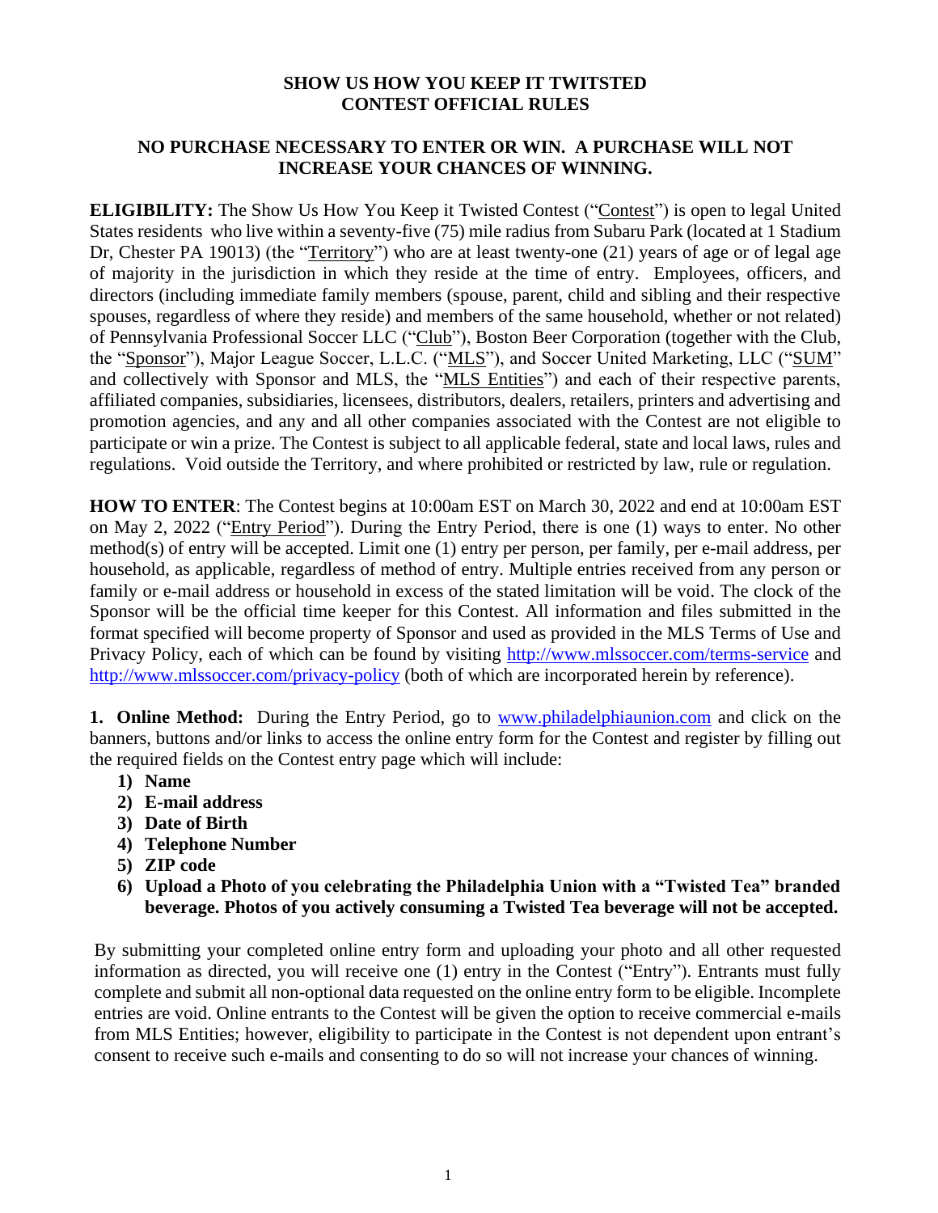# SHOW US HOW YOU KEEP IT TWITSTED CONTEST OFFICIAL RULES

## NO PURCHASE NECESSARY TO ENTER OR WIN. A PURCHASE WILL NOT INCREASE YOUR CHANCES OF WINNING.

**ELIGIBILITY:** The Show Us How You Keep it Twisted Contest ("Contest") is open to legal United States residents who live within a seventy-five (75) mile radius from Subaru Park (located at 1 Stadium Dr, Chester PA 19013) (the "Territory") who are at least twenty-one (21) years of age or of legal age of majority in the jurisdiction in which they reside at the time of entry. Employees, officers, and directors (including immediate family members (spouse, parent, child and sibling and their respective spouses, regardless of where they reside) and members of the same household, whether or not related) of Pennsylvania Professional Soccer LLC ("Club"), Boston Beer Corporation (together with the Club, the "Sponsor"), Major League Soccer, L.L.C. ("MLS"), and Soccer United Marketing, LLC ("SUM" and collectively with Sponsor and MLS, the "MLS Entities") and each of their respective parents, affiliated companies, subsidiaries, licensees, distributors, dealers, retailers, printers and advertising and promotion agencies, and any and all other companies associated with the Contest are not eligible to participate or win a prize. The Contest is subject to all applicable federal, state and local laws, rules and regulations. Void outside the Territory, and where prohibited or restricted by law, rule or regulation.

**HOW TO ENTER**: The Contest begins at 10:00am EST on March 30, 2022 and end at 10:00am EST on May 2, 2022 ("Entry Period"). During the Entry Period, there is one (1) ways to enter. No other method(s) of entry will be accepted. Limit one (1) entry per person, per family, per e-mail address, per household, as applicable, regardless of method of entry. Multiple entries received from any person or family or e-mail address or household in excess of the stated limitation will be void. The clock of the Sponsor will be the official time keeper for this Contest. All information and files submitted in the format specified will become property of Sponsor and used as provided in the MLS Terms of Use and Privacy Policy, each of which can be found by visiting http://www.mlssoccer.com/terms-service and http://www.mlssoccer.com/privacy-policy (both of which are incorporated herein by reference).

**1. Online Method:** During the Entry Period, go to www.philadelphiaunion.com and click on the banners, buttons and/or links to access the online entry form for the Contest and register by filling out the required fields on the Contest entry page which will include:

1) **Name**
2) **E-mail address**
3) **Date of Birth**
4) **Telephone Number**
5) **ZIP code**
6) **Upload a Photo of you celebrating the Philadelphia Union with a "Twisted Tea" branded beverage. Photos of you actively consuming a Twisted Tea beverage will not be accepted.**

By submitting your completed online entry form and uploading your photo and all other requested information as directed, you will receive one (1) entry in the Contest ("Entry"). Entrants must fully complete and submit all non-optional data requested on the online entry form to be eligible. Incomplete entries are void. Online entrants to the Contest will be given the option to receive commercial e-mails from MLS Entities; however, eligibility to participate in the Contest is not dependent upon entrant's consent to receive such e-mails and consenting to do so will not increase your chances of winning.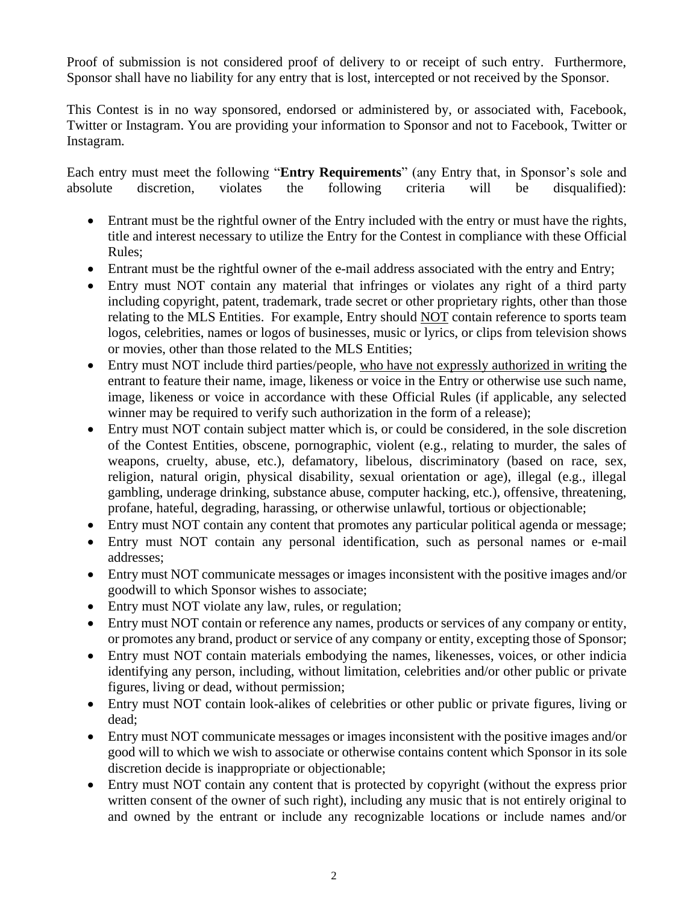Proof of submission is not considered proof of delivery to or receipt of such entry. Furthermore, Sponsor shall have no liability for any entry that is lost, intercepted or not received by the Sponsor.

This Contest is in no way sponsored, endorsed or administered by, or associated with, Facebook, Twitter or Instagram. You are providing your information to Sponsor and not to Facebook, Twitter or Instagram.

Each entry must meet the following "**Entry Requirements**" (any Entry that, in Sponsor's sole and absolute discretion, violates the following criteria will be disqualified):

- Entrant must be the rightful owner of the Entry included with the entry or must have the rights, title and interest necessary to utilize the Entry for the Contest in compliance with these Official Rules;
- Entrant must be the rightful owner of the e-mail address associated with the entry and Entry;
- Entry must NOT contain any material that infringes or violates any right of a third party including copyright, patent, trademark, trade secret or other proprietary rights, other than those relating to the MLS Entities. For example, Entry should <u>NOT</u> contain reference to sports team logos, celebrities, names or logos of businesses, music or lyrics, or clips from television shows or movies, other than those related to the MLS Entities;
- Entry must NOT include third parties/people, <u>who have not expressly authorized in writing</u> the entrant to feature their name, image, likeness or voice in the Entry or otherwise use such name, image, likeness or voice in accordance with these Official Rules (if applicable, any selected winner may be required to verify such authorization in the form of a release);
- Entry must NOT contain subject matter which is, or could be considered, in the sole discretion of the Contest Entities, obscene, pornographic, violent (e.g., relating to murder, the sales of weapons, cruelty, abuse, etc.), defamatory, libelous, discriminatory (based on race, sex, religion, natural origin, physical disability, sexual orientation or age), illegal (e.g., illegal gambling, underage drinking, substance abuse, computer hacking, etc.), offensive, threatening, profane, hateful, degrading, harassing, or otherwise unlawful, tortious or objectionable;
- Entry must NOT contain any content that promotes any particular political agenda or message;
- Entry must NOT contain any personal identification, such as personal names or e-mail addresses;
- Entry must NOT communicate messages or images inconsistent with the positive images and/or goodwill to which Sponsor wishes to associate;
- Entry must NOT violate any law, rules, or regulation;
- Entry must NOT contain or reference any names, products or services of any company or entity, or promotes any brand, product or service of any company or entity, excepting those of Sponsor;
- Entry must NOT contain materials embodying the names, likenesses, voices, or other indicia identifying any person, including, without limitation, celebrities and/or other public or private figures, living or dead, without permission;
- Entry must NOT contain look-alikes of celebrities or other public or private figures, living or dead;
- Entry must NOT communicate messages or images inconsistent with the positive images and/or good will to which we wish to associate or otherwise contains content which Sponsor in its sole discretion decide is inappropriate or objectionable;
- Entry must NOT contain any content that is protected by copyright (without the express prior written consent of the owner of such right), including any music that is not entirely original to and owned by the entrant or include any recognizable locations or include names and/or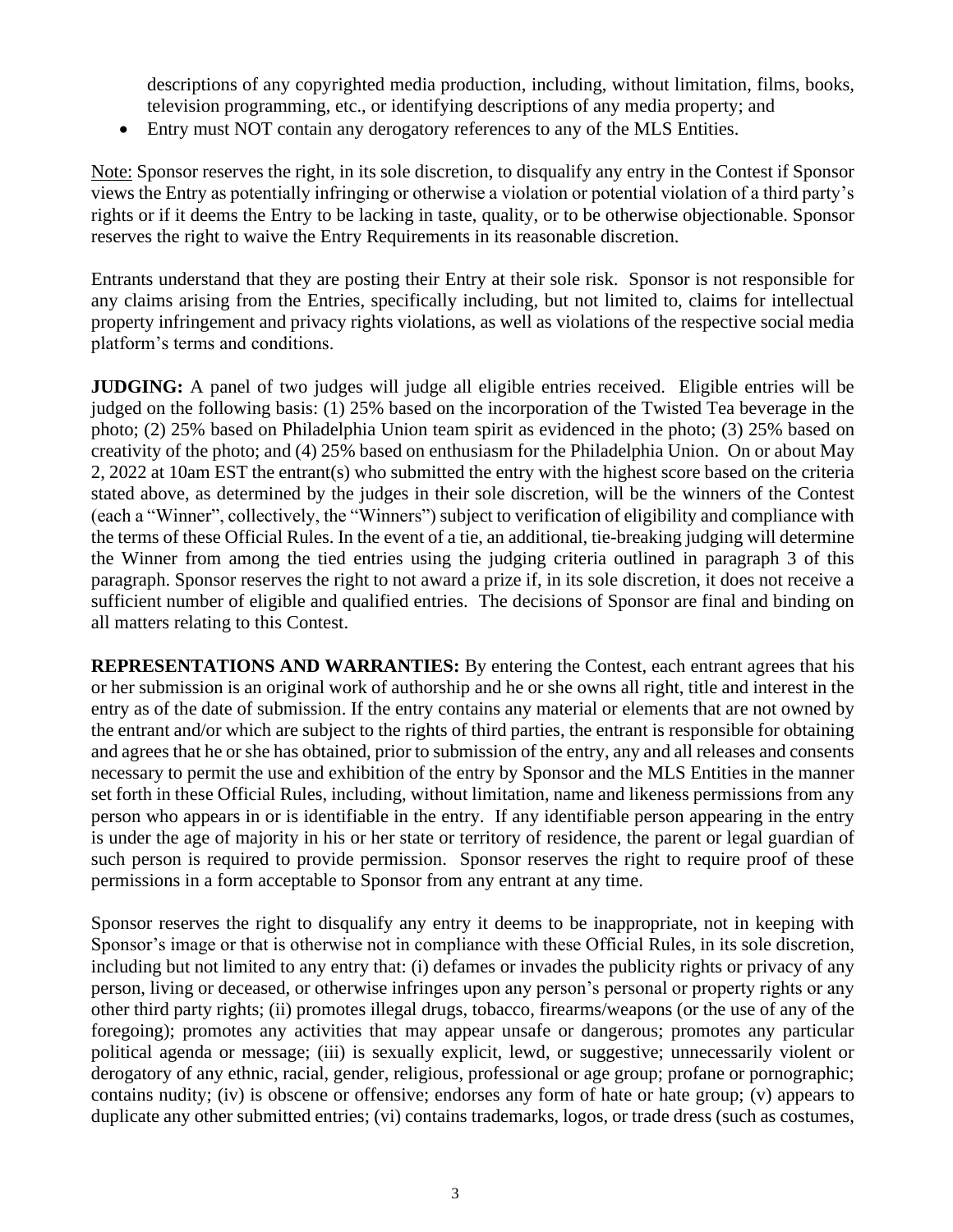descriptions of any copyrighted media production, including, without limitation, films, books, television programming, etc., or identifying descriptions of any media property; and

- Entry must NOT contain any derogatory references to any of the MLS Entities.

Note: Sponsor reserves the right, in its sole discretion, to disqualify any entry in the Contest if Sponsor views the Entry as potentially infringing or otherwise a violation or potential violation of a third party's rights or if it deems the Entry to be lacking in taste, quality, or to be otherwise objectionable. Sponsor reserves the right to waive the Entry Requirements in its reasonable discretion.

Entrants understand that they are posting their Entry at their sole risk. Sponsor is not responsible for any claims arising from the Entries, specifically including, but not limited to, claims for intellectual property infringement and privacy rights violations, as well as violations of the respective social media platform's terms and conditions.

**JUDGING:** A panel of two judges will judge all eligible entries received. Eligible entries will be judged on the following basis: (1) 25% based on the incorporation of the Twisted Tea beverage in the photo; (2) 25% based on Philadelphia Union team spirit as evidenced in the photo; (3) 25% based on creativity of the photo; and (4) 25% based on enthusiasm for the Philadelphia Union. On or about May 2, 2022 at 10am EST the entrant(s) who submitted the entry with the highest score based on the criteria stated above, as determined by the judges in their sole discretion, will be the winners of the Contest (each a "Winner", collectively, the "Winners") subject to verification of eligibility and compliance with the terms of these Official Rules. In the event of a tie, an additional, tie-breaking judging will determine the Winner from among the tied entries using the judging criteria outlined in paragraph 3 of this paragraph. Sponsor reserves the right to not award a prize if, in its sole discretion, it does not receive a sufficient number of eligible and qualified entries. The decisions of Sponsor are final and binding on all matters relating to this Contest.

**REPRESENTATIONS AND WARRANTIES:** By entering the Contest, each entrant agrees that his or her submission is an original work of authorship and he or she owns all right, title and interest in the entry as of the date of submission. If the entry contains any material or elements that are not owned by the entrant and/or which are subject to the rights of third parties, the entrant is responsible for obtaining and agrees that he or she has obtained, prior to submission of the entry, any and all releases and consents necessary to permit the use and exhibition of the entry by Sponsor and the MLS Entities in the manner set forth in these Official Rules, including, without limitation, name and likeness permissions from any person who appears in or is identifiable in the entry. If any identifiable person appearing in the entry is under the age of majority in his or her state or territory of residence, the parent or legal guardian of such person is required to provide permission. Sponsor reserves the right to require proof of these permissions in a form acceptable to Sponsor from any entrant at any time.

Sponsor reserves the right to disqualify any entry it deems to be inappropriate, not in keeping with Sponsor's image or that is otherwise not in compliance with these Official Rules, in its sole discretion, including but not limited to any entry that: (i) defames or invades the publicity rights or privacy of any person, living or deceased, or otherwise infringes upon any person's personal or property rights or any other third party rights; (ii) promotes illegal drugs, tobacco, firearms/weapons (or the use of any of the foregoing); promotes any activities that may appear unsafe or dangerous; promotes any particular political agenda or message; (iii) is sexually explicit, lewd, or suggestive; unnecessarily violent or derogatory of any ethnic, racial, gender, religious, professional or age group; profane or pornographic; contains nudity; (iv) is obscene or offensive; endorses any form of hate or hate group; (v) appears to duplicate any other submitted entries; (vi) contains trademarks, logos, or trade dress (such as costumes,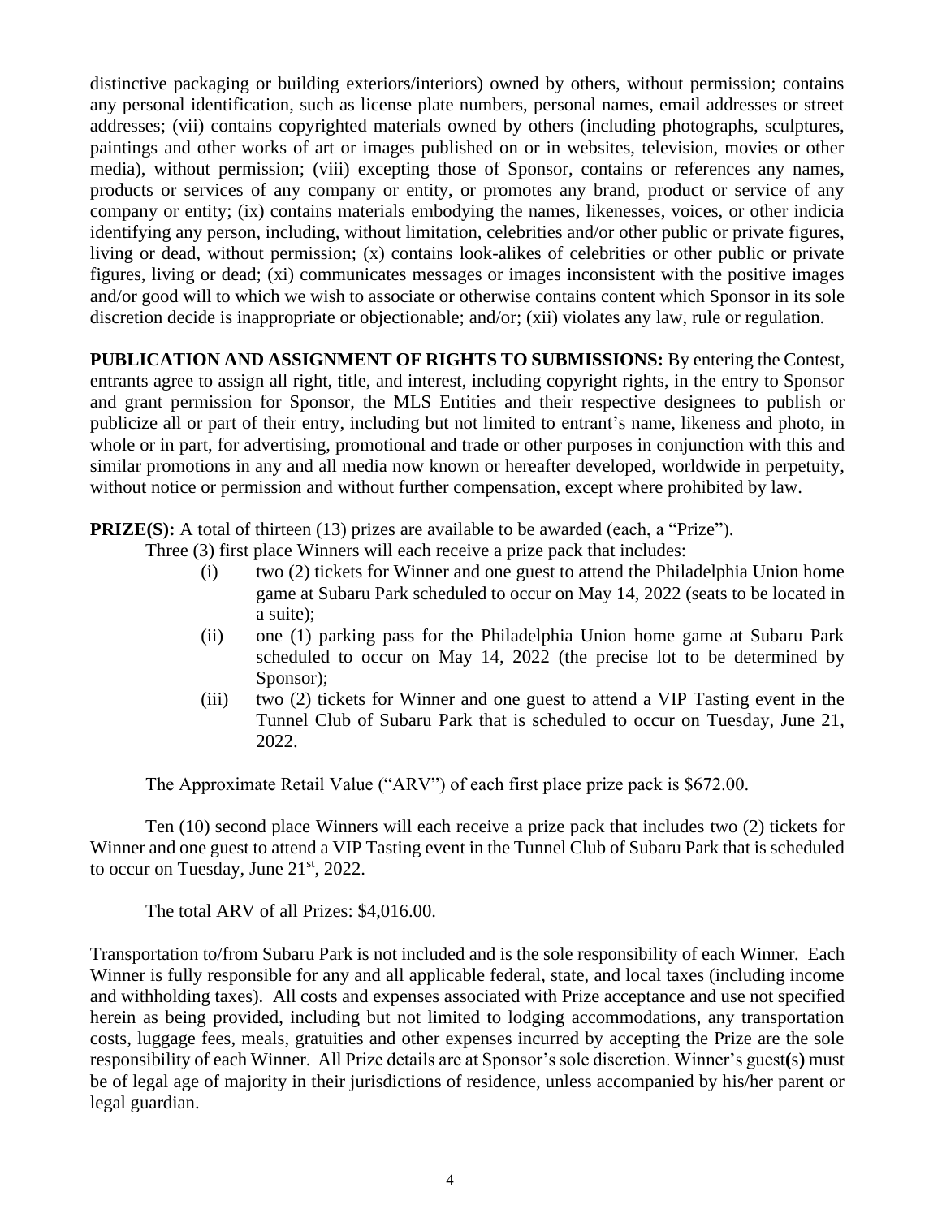distinctive packaging or building exteriors/interiors) owned by others, without permission; contains any personal identification, such as license plate numbers, personal names, email addresses or street addresses; (vii) contains copyrighted materials owned by others (including photographs, sculptures, paintings and other works of art or images published on or in websites, television, movies or other media), without permission; (viii) excepting those of Sponsor, contains or references any names, products or services of any company or entity, or promotes any brand, product or service of any company or entity; (ix) contains materials embodying the names, likenesses, voices, or other indicia identifying any person, including, without limitation, celebrities and/or other public or private figures, living or dead, without permission; (x) contains look-alikes of celebrities or other public or private figures, living or dead; (xi) communicates messages or images inconsistent with the positive images and/or good will to which we wish to associate or otherwise contains content which Sponsor in its sole discretion decide is inappropriate or objectionable; and/or; (xii) violates any law, rule or regulation.

**PUBLICATION AND ASSIGNMENT OF RIGHTS TO SUBMISSIONS:** By entering the Contest, entrants agree to assign all right, title, and interest, including copyright rights, in the entry to Sponsor and grant permission for Sponsor, the MLS Entities and their respective designees to publish or publicize all or part of their entry, including but not limited to entrant's name, likeness and photo, in whole or in part, for advertising, promotional and trade or other purposes in conjunction with this and similar promotions in any and all media now known or hereafter developed, worldwide in perpetuity, without notice or permission and without further compensation, except where prohibited by law.

**PRIZE(S):** A total of thirteen (13) prizes are available to be awarded (each, a "Prize").

Three (3) first place Winners will each receive a prize pack that includes:

(i) two (2) tickets for Winner and one guest to attend the Philadelphia Union home game at Subaru Park scheduled to occur on May 14, 2022 (seats to be located in a suite);

(ii) one (1) parking pass for the Philadelphia Union home game at Subaru Park scheduled to occur on May 14, 2022 (the precise lot to be determined by Sponsor);

(iii) two (2) tickets for Winner and one guest to attend a VIP Tasting event in the Tunnel Club of Subaru Park that is scheduled to occur on Tuesday, June 21, 2022.

The Approximate Retail Value ("ARV") of each first place prize pack is $672.00.

Ten (10) second place Winners will each receive a prize pack that includes two (2) tickets for Winner and one guest to attend a VIP Tasting event in the Tunnel Club of Subaru Park that is scheduled to occur on Tuesday, June 21st, 2022.

The total ARV of all Prizes: $4,016.00.

Transportation to/from Subaru Park is not included and is the sole responsibility of each Winner. Each Winner is fully responsible for any and all applicable federal, state, and local taxes (including income and withholding taxes). All costs and expenses associated with Prize acceptance and use not specified herein as being provided, including but not limited to lodging accommodations, any transportation costs, luggage fees, meals, gratuities and other expenses incurred by accepting the Prize are the sole responsibility of each Winner. All Prize details are at Sponsor's sole discretion. Winner's guest(s) must be of legal age of majority in their jurisdictions of residence, unless accompanied by his/her parent or legal guardian.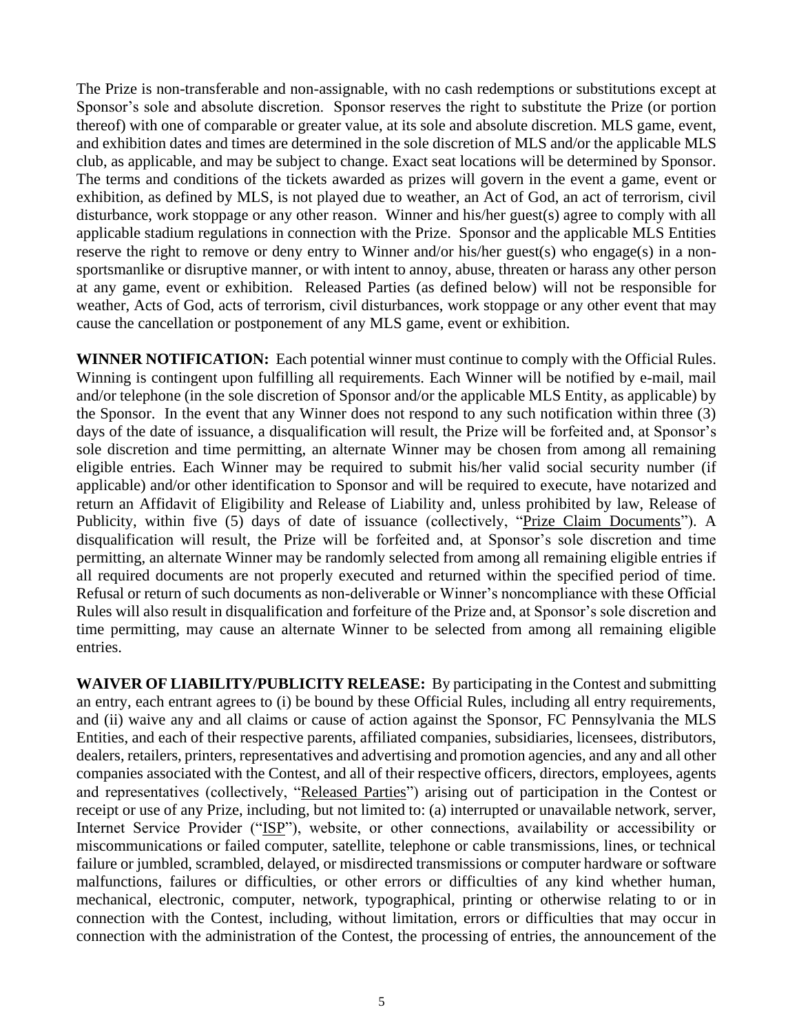The Prize is non-transferable and non-assignable, with no cash redemptions or substitutions except at Sponsor's sole and absolute discretion. Sponsor reserves the right to substitute the Prize (or portion thereof) with one of comparable or greater value, at its sole and absolute discretion. MLS game, event, and exhibition dates and times are determined in the sole discretion of MLS and/or the applicable MLS club, as applicable, and may be subject to change. Exact seat locations will be determined by Sponsor. The terms and conditions of the tickets awarded as prizes will govern in the event a game, event or exhibition, as defined by MLS, is not played due to weather, an Act of God, an act of terrorism, civil disturbance, work stoppage or any other reason. Winner and his/her guest(s) agree to comply with all applicable stadium regulations in connection with the Prize. Sponsor and the applicable MLS Entities reserve the right to remove or deny entry to Winner and/or his/her guest(s) who engage(s) in a non-sportsmanlike or disruptive manner, or with intent to annoy, abuse, threaten or harass any other person at any game, event or exhibition. Released Parties (as defined below) will not be responsible for weather, Acts of God, acts of terrorism, civil disturbances, work stoppage or any other event that may cause the cancellation or postponement of any MLS game, event or exhibition.

**WINNER NOTIFICATION:** Each potential winner must continue to comply with the Official Rules. Winning is contingent upon fulfilling all requirements. Each Winner will be notified by e-mail, mail and/or telephone (in the sole discretion of Sponsor and/or the applicable MLS Entity, as applicable) by the Sponsor. In the event that any Winner does not respond to any such notification within three (3) days of the date of issuance, a disqualification will result, the Prize will be forfeited and, at Sponsor's sole discretion and time permitting, an alternate Winner may be chosen from among all remaining eligible entries. Each Winner may be required to submit his/her valid social security number (if applicable) and/or other identification to Sponsor and will be required to execute, have notarized and return an Affidavit of Eligibility and Release of Liability and, unless prohibited by law, Release of Publicity, within five (5) days of date of issuance (collectively, "Prize Claim Documents"). A disqualification will result, the Prize will be forfeited and, at Sponsor's sole discretion and time permitting, an alternate Winner may be randomly selected from among all remaining eligible entries if all required documents are not properly executed and returned within the specified period of time. Refusal or return of such documents as non-deliverable or Winner's noncompliance with these Official Rules will also result in disqualification and forfeiture of the Prize and, at Sponsor's sole discretion and time permitting, may cause an alternate Winner to be selected from among all remaining eligible entries.

**WAIVER OF LIABILITY/PUBLICITY RELEASE:** By participating in the Contest and submitting an entry, each entrant agrees to (i) be bound by these Official Rules, including all entry requirements, and (ii) waive any and all claims or cause of action against the Sponsor, FC Pennsylvania the MLS Entities, and each of their respective parents, affiliated companies, subsidiaries, licensees, distributors, dealers, retailers, printers, representatives and advertising and promotion agencies, and any and all other companies associated with the Contest, and all of their respective officers, directors, employees, agents and representatives (collectively, "Released Parties") arising out of participation in the Contest or receipt or use of any Prize, including, but not limited to: (a) interrupted or unavailable network, server, Internet Service Provider ("ISP"), website, or other connections, availability or accessibility or miscommunications or failed computer, satellite, telephone or cable transmissions, lines, or technical failure or jumbled, scrambled, delayed, or misdirected transmissions or computer hardware or software malfunctions, failures or difficulties, or other errors or difficulties of any kind whether human, mechanical, electronic, computer, network, typographical, printing or otherwise relating to or in connection with the Contest, including, without limitation, errors or difficulties that may occur in connection with the administration of the Contest, the processing of entries, the announcement of the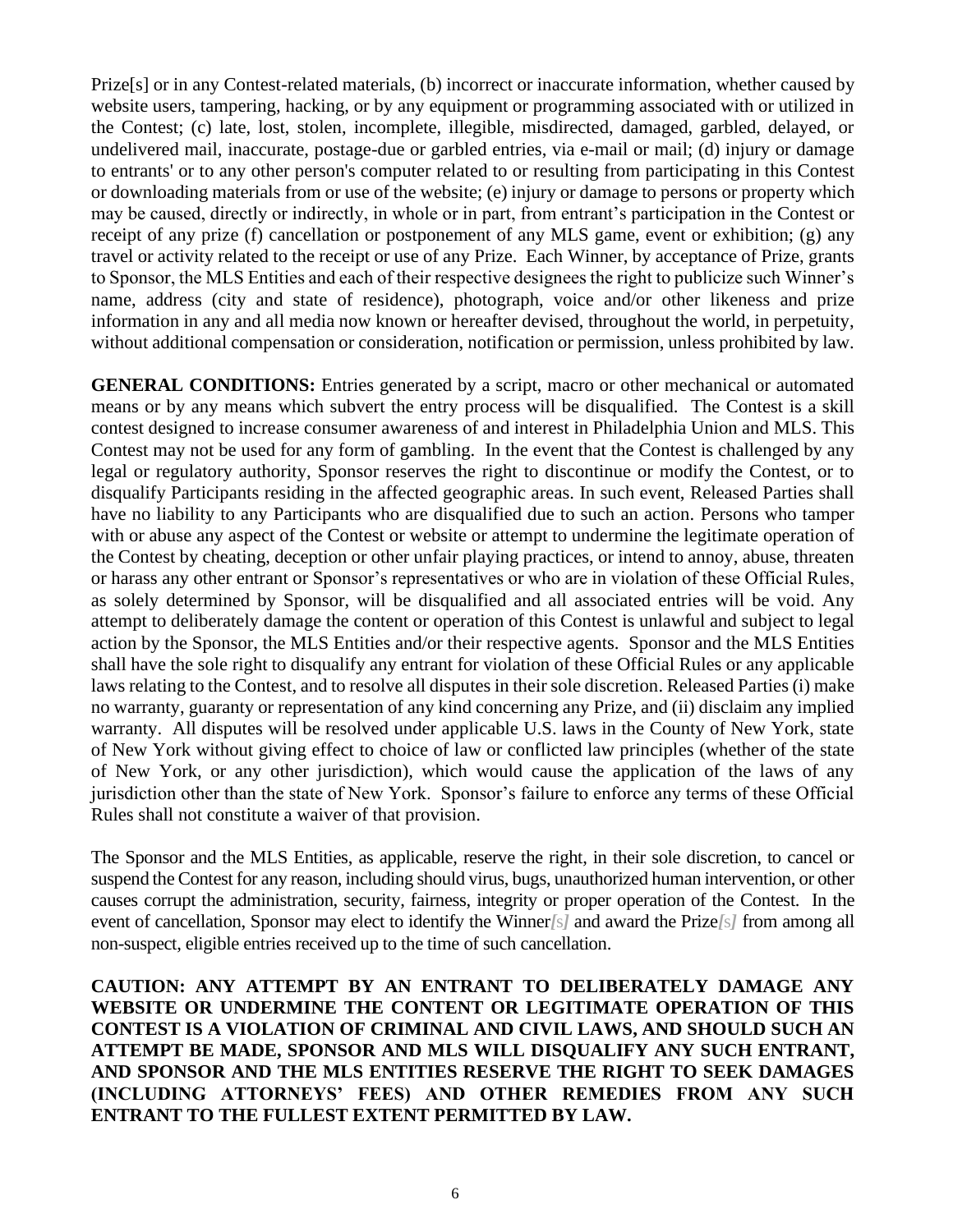Prize[s] or in any Contest-related materials, (b) incorrect or inaccurate information, whether caused by website users, tampering, hacking, or by any equipment or programming associated with or utilized in the Contest; (c) late, lost, stolen, incomplete, illegible, misdirected, damaged, garbled, delayed, or undelivered mail, inaccurate, postage-due or garbled entries, via e-mail or mail; (d) injury or damage to entrants' or to any other person's computer related to or resulting from participating in this Contest or downloading materials from or use of the website; (e) injury or damage to persons or property which may be caused, directly or indirectly, in whole or in part, from entrant's participation in the Contest or receipt of any prize (f) cancellation or postponement of any MLS game, event or exhibition; (g) any travel or activity related to the receipt or use of any Prize. Each Winner, by acceptance of Prize, grants to Sponsor, the MLS Entities and each of their respective designees the right to publicize such Winner's name, address (city and state of residence), photograph, voice and/or other likeness and prize information in any and all media now known or hereafter devised, throughout the world, in perpetuity, without additional compensation or consideration, notification or permission, unless prohibited by law.

**GENERAL CONDITIONS:** Entries generated by a script, macro or other mechanical or automated means or by any means which subvert the entry process will be disqualified. The Contest is a skill contest designed to increase consumer awareness of and interest in Philadelphia Union and MLS. This Contest may not be used for any form of gambling. In the event that the Contest is challenged by any legal or regulatory authority, Sponsor reserves the right to discontinue or modify the Contest, or to disqualify Participants residing in the affected geographic areas. In such event, Released Parties shall have no liability to any Participants who are disqualified due to such an action. Persons who tamper with or abuse any aspect of the Contest or website or attempt to undermine the legitimate operation of the Contest by cheating, deception or other unfair playing practices, or intend to annoy, abuse, threaten or harass any other entrant or Sponsor's representatives or who are in violation of these Official Rules, as solely determined by Sponsor, will be disqualified and all associated entries will be void. Any attempt to deliberately damage the content or operation of this Contest is unlawful and subject to legal action by the Sponsor, the MLS Entities and/or their respective agents. Sponsor and the MLS Entities shall have the sole right to disqualify any entrant for violation of these Official Rules or any applicable laws relating to the Contest, and to resolve all disputes in their sole discretion. Released Parties (i) make no warranty, guaranty or representation of any kind concerning any Prize, and (ii) disclaim any implied warranty. All disputes will be resolved under applicable U.S. laws in the County of New York, state of New York without giving effect to choice of law or conflicted law principles (whether of the state of New York, or any other jurisdiction), which would cause the application of the laws of any jurisdiction other than the state of New York. Sponsor's failure to enforce any terms of these Official Rules shall not constitute a waiver of that provision.

The Sponsor and the MLS Entities, as applicable, reserve the right, in their sole discretion, to cancel or suspend the Contest for any reason, including should virus, bugs, unauthorized human intervention, or other causes corrupt the administration, security, fairness, integrity or proper operation of the Contest. In the event of cancellation, Sponsor may elect to identify the Winner*[s]* and award the Prize*[s]* from among all non-suspect, eligible entries received up to the time of such cancellation.

**CAUTION: ANY ATTEMPT BY AN ENTRANT TO DELIBERATELY DAMAGE ANY WEBSITE OR UNDERMINE THE CONTENT OR LEGITIMATE OPERATION OF THIS CONTEST IS A VIOLATION OF CRIMINAL AND CIVIL LAWS, AND SHOULD SUCH AN ATTEMPT BE MADE, SPONSOR AND MLS WILL DISQUALIFY ANY SUCH ENTRANT, AND SPONSOR AND THE MLS ENTITIES RESERVE THE RIGHT TO SEEK DAMAGES (INCLUDING ATTORNEYS' FEES) AND OTHER REMEDIES FROM ANY SUCH ENTRANT TO THE FULLEST EXTENT PERMITTED BY LAW.**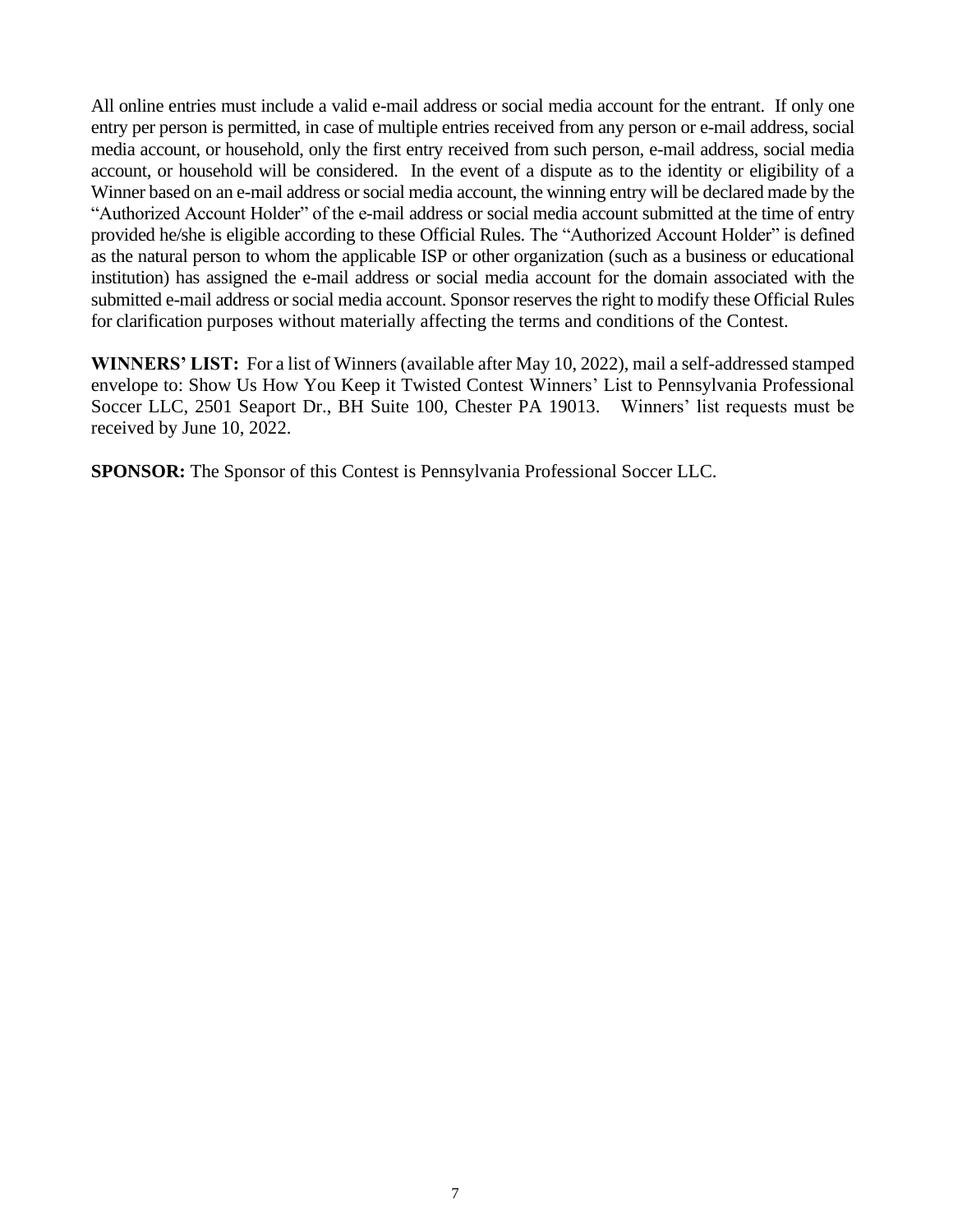All online entries must include a valid e-mail address or social media account for the entrant. If only one entry per person is permitted, in case of multiple entries received from any person or e-mail address, social media account, or household, only the first entry received from such person, e-mail address, social media account, or household will be considered. In the event of a dispute as to the identity or eligibility of a Winner based on an e-mail address or social media account, the winning entry will be declared made by the "Authorized Account Holder" of the e-mail address or social media account submitted at the time of entry provided he/she is eligible according to these Official Rules. The "Authorized Account Holder" is defined as the natural person to whom the applicable ISP or other organization (such as a business or educational institution) has assigned the e-mail address or social media account for the domain associated with the submitted e-mail address or social media account. Sponsor reserves the right to modify these Official Rules for clarification purposes without materially affecting the terms and conditions of the Contest.

**WINNERS' LIST:** For a list of Winners (available after May 10, 2022), mail a self-addressed stamped envelope to: Show Us How You Keep it Twisted Contest Winners' List to Pennsylvania Professional Soccer LLC, 2501 Seaport Dr., BH Suite 100, Chester PA 19013. Winners' list requests must be received by June 10, 2022.

**SPONSOR:** The Sponsor of this Contest is Pennsylvania Professional Soccer LLC.